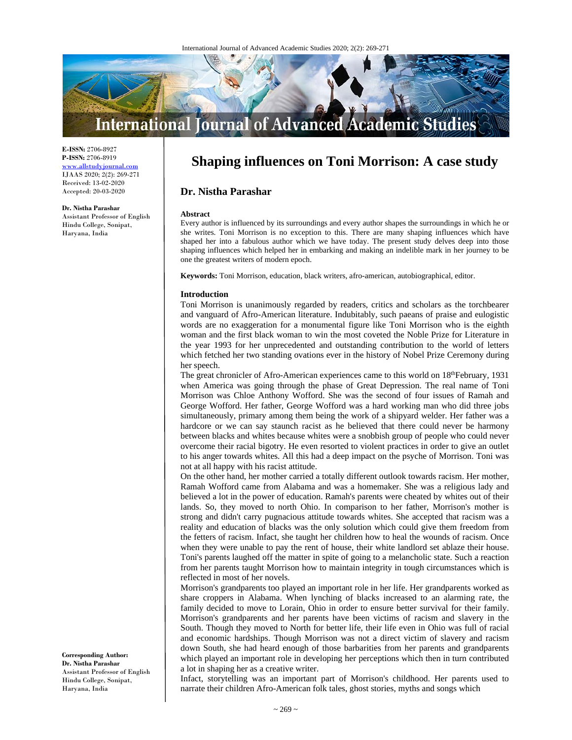# Shaping influences on Toni Morrison: A case study

## Dr. Nistha Parashar

**E-ISSN:** 2706-8927
**P-ISSN:** 2706-8919
www.allstudyjournal.com
IJAAS 2020; 2(2): 269-271
Received: 13-02-2020
Accepted: 20-03-2020

**Dr. Nistha Parashar**
Assistant Professor of English
Hindu College, Sonipat,
Haryana, India

**Corresponding Author:**
**Dr. Nistha Parashar**
Assistant Professor of English
Hindu College, Sonipat,
Haryana, India

### Abstract

Every author is influenced by its surroundings and every author shapes the surroundings in which he or she writes. Toni Morrison is no exception to this. There are many shaping influences which have shaped her into a fabulous author which we have today. The present study delves deep into those shaping influences which helped her in embarking and making an indelible mark in her journey to be one the greatest writers of modern epoch.

**Keywords:** Toni Morrison, education, black writers, afro-american, autobiographical, editor.

### Introduction

Toni Morrison is unanimously regarded by readers, critics and scholars as the torchbearer and vanguard of Afro-American literature. Indubitably, such paeans of praise and eulogistic words are no exaggeration for a monumental figure like Toni Morrison who is the eighth woman and the first black woman to win the most coveted the Noble Prize for Literature in the year 1993 for her unprecedented and outstanding contribution to the world of letters which fetched her two standing ovations ever in the history of Nobel Prize Ceremony during her speech.

The great chronicler of Afro-American experiences came to this world on 18thFebruary, 1931 when America was going through the phase of Great Depression. The real name of Toni Morrison was Chloe Anthony Wofford. She was the second of four issues of Ramah and George Wofford. Her father, George Wofford was a hard working man who did three jobs simultaneously, primary among them being the work of a shipyard welder. Her father was a hardcore or we can say staunch racist as he believed that there could never be harmony between blacks and whites because whites were a snobbish group of people who could never overcome their racial bigotry. He even resorted to violent practices in order to give an outlet to his anger towards whites. All this had a deep impact on the psyche of Morrison. Toni was not at all happy with his racist attitude.

On the other hand, her mother carried a totally different outlook towards racism. Her mother, Ramah Wofford came from Alabama and was a homemaker. She was a religious lady and believed a lot in the power of education. Ramah's parents were cheated by whites out of their lands. So, they moved to north Ohio. In comparison to her father, Morrison's mother is strong and didn't carry pugnacious attitude towards whites. She accepted that racism was a reality and education of blacks was the only solution which could give them freedom from the fetters of racism. Infact, she taught her children how to heal the wounds of racism. Once when they were unable to pay the rent of house, their white landlord set ablaze their house. Toni's parents laughed off the matter in spite of going to a melancholic state. Such a reaction from her parents taught Morrison how to maintain integrity in tough circumstances which is reflected in most of her novels.

Morrison's grandparents too played an important role in her life. Her grandparents worked as share croppers in Alabama. When lynching of blacks increased to an alarming rate, the family decided to move to Lorain, Ohio in order to ensure better survival for their family. Morrison's grandparents and her parents have been victims of racism and slavery in the South. Though they moved to North for better life, their life even in Ohio was full of racial and economic hardships. Though Morrison was not a direct victim of slavery and racism down South, she had heard enough of those barbarities from her parents and grandparents which played an important role in developing her perceptions which then in turn contributed a lot in shaping her as a creative writer.

Infact, storytelling was an important part of Morrison's childhood. Her parents used to narrate their children Afro-American folk tales, ghost stories, myths and songs which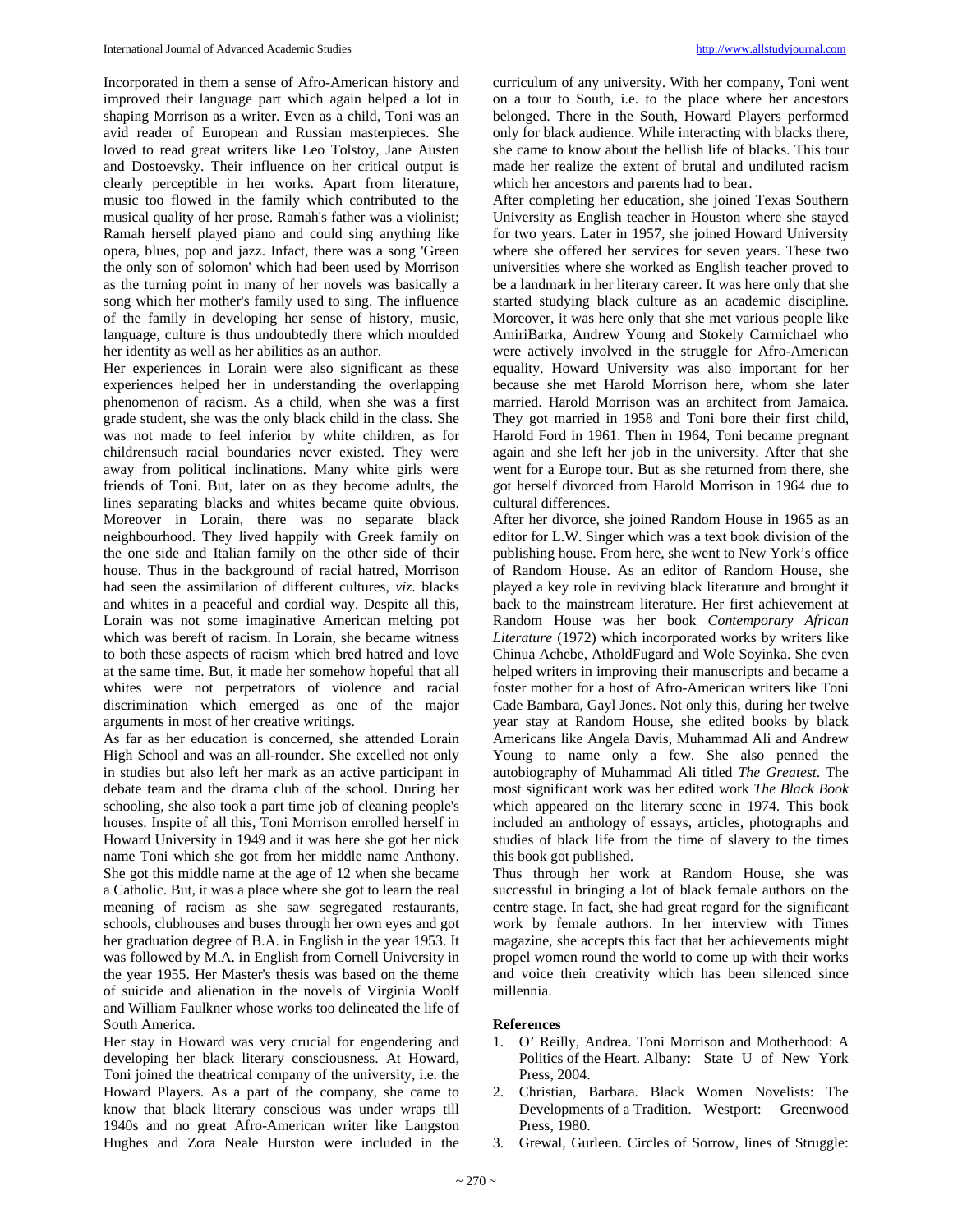Incorporated in them a sense of Afro-American history and improved their language part which again helped a lot in shaping Morrison as a writer. Even as a child, Toni was an avid reader of European and Russian masterpieces. She loved to read great writers like Leo Tolstoy, Jane Austen and Dostoevsky. Their influence on her critical output is clearly perceptible in her works. Apart from literature, music too flowed in the family which contributed to the musical quality of her prose. Ramah's father was a violinist; Ramah herself played piano and could sing anything like opera, blues, pop and jazz. Infact, there was a song 'Green the only son of solomon' which had been used by Morrison as the turning point in many of her novels was basically a song which her mother's family used to sing. The influence of the family in developing her sense of history, music, language, culture is thus undoubtedly there which moulded her identity as well as her abilities as an author.

Her experiences in Lorain were also significant as these experiences helped her in understanding the overlapping phenomenon of racism. As a child, when she was a first grade student, she was the only black child in the class. She was not made to feel inferior by white children, as for childrensuch racial boundaries never existed. They were away from political inclinations. Many white girls were friends of Toni. But, later on as they become adults, the lines separating blacks and whites became quite obvious. Moreover in Lorain, there was no separate black neighbourhood. They lived happily with Greek family on the one side and Italian family on the other side of their house. Thus in the background of racial hatred, Morrison had seen the assimilation of different cultures, *viz*. blacks and whites in a peaceful and cordial way. Despite all this, Lorain was not some imaginative American melting pot which was bereft of racism. In Lorain, she became witness to both these aspects of racism which bred hatred and love at the same time. But, it made her somehow hopeful that all whites were not perpetrators of violence and racial discrimination which emerged as one of the major arguments in most of her creative writings.

As far as her education is concerned, she attended Lorain High School and was an all-rounder. She excelled not only in studies but also left her mark as an active participant in debate team and the drama club of the school. During her schooling, she also took a part time job of cleaning people's houses. Inspite of all this, Toni Morrison enrolled herself in Howard University in 1949 and it was here she got her nick name Toni which she got from her middle name Anthony. She got this middle name at the age of 12 when she became a Catholic. But, it was a place where she got to learn the real meaning of racism as she saw segregated restaurants, schools, clubhouses and buses through her own eyes and got her graduation degree of B.A. in English in the year 1953. It was followed by M.A. in English from Cornell University in the year 1955. Her Master's thesis was based on the theme of suicide and alienation in the novels of Virginia Woolf and William Faulkner whose works too delineated the life of South America.

Her stay in Howard was very crucial for engendering and developing her black literary consciousness. At Howard, Toni joined the theatrical company of the university, i.e. the Howard Players. As a part of the company, she came to know that black literary conscious was under wraps till 1940s and no great Afro-American writer like Langston Hughes and Zora Neale Hurston were included in the curriculum of any university. With her company, Toni went on a tour to South, i.e. to the place where her ancestors belonged. There in the South, Howard Players performed only for black audience. While interacting with blacks there, she came to know about the hellish life of blacks. This tour made her realize the extent of brutal and undiluted racism which her ancestors and parents had to bear.

After completing her education, she joined Texas Southern University as English teacher in Houston where she stayed for two years. Later in 1957, she joined Howard University where she offered her services for seven years. These two universities where she worked as English teacher proved to be a landmark in her literary career. It was here only that she started studying black culture as an academic discipline. Moreover, it was here only that she met various people like AmiriBarka, Andrew Young and Stokely Carmichael who were actively involved in the struggle for Afro-American equality. Howard University was also important for her because she met Harold Morrison here, whom she later married. Harold Morrison was an architect from Jamaica. They got married in 1958 and Toni bore their first child, Harold Ford in 1961. Then in 1964, Toni became pregnant again and she left her job in the university. After that she went for a Europe tour. But as she returned from there, she got herself divorced from Harold Morrison in 1964 due to cultural differences.

After her divorce, she joined Random House in 1965 as an editor for L.W. Singer which was a text book division of the publishing house. From here, she went to New York's office of Random House. As an editor of Random House, she played a key role in reviving black literature and brought it back to the mainstream literature. Her first achievement at Random House was her book *Contemporary African Literature* (1972) which incorporated works by writers like Chinua Achebe, AtholdFugard and Wole Soyinka. She even helped writers in improving their manuscripts and became a foster mother for a host of Afro-American writers like Toni Cade Bambara, Gayl Jones. Not only this, during her twelve year stay at Random House, she edited books by black Americans like Angela Davis, Muhammad Ali and Andrew Young to name only a few. She also penned the autobiography of Muhammad Ali titled *The Greatest*. The most significant work was her edited work *The Black Book* which appeared on the literary scene in 1974. This book included an anthology of essays, articles, photographs and studies of black life from the time of slavery to the times this book got published.

Thus through her work at Random House, she was successful in bringing a lot of black female authors on the centre stage. In fact, she had great regard for the significant work by female authors. In her interview with Times magazine, she accepts this fact that her achievements might propel women round the world to come up with their works and voice their creativity which has been silenced since millennia.

## References

1. O' Reilly, Andrea. Toni Morrison and Motherhood: A Politics of the Heart. Albany: State U of New York Press, 2004.
2. Christian, Barbara. Black Women Novelists: The Developments of a Tradition. Westport: Greenwood Press, 1980.
3. Grewal, Gurleen. Circles of Sorrow, lines of Struggle: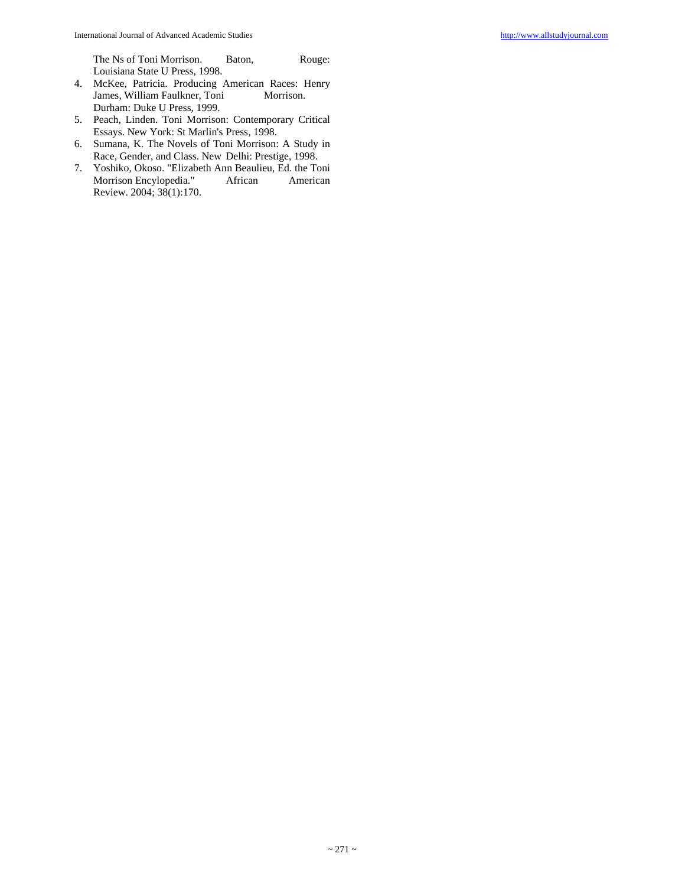The Ns of Toni Morrison. Baton, Rouge: Louisiana State U Press, 1998.

4. McKee, Patricia. Producing American Races: Henry James, William Faulkner, Toni Morrison. Durham: Duke U Press, 1999.
5. Peach, Linden. Toni Morrison: Contemporary Critical Essays. New York: St Marlin's Press, 1998.
6. Sumana, K. The Novels of Toni Morrison: A Study in Race, Gender, and Class. New Delhi: Prestige, 1998.
7. Yoshiko, Okoso. "Elizabeth Ann Beaulieu, Ed. the Toni Morrison Encylopedia." African American Review. 2004; 38(1):170.